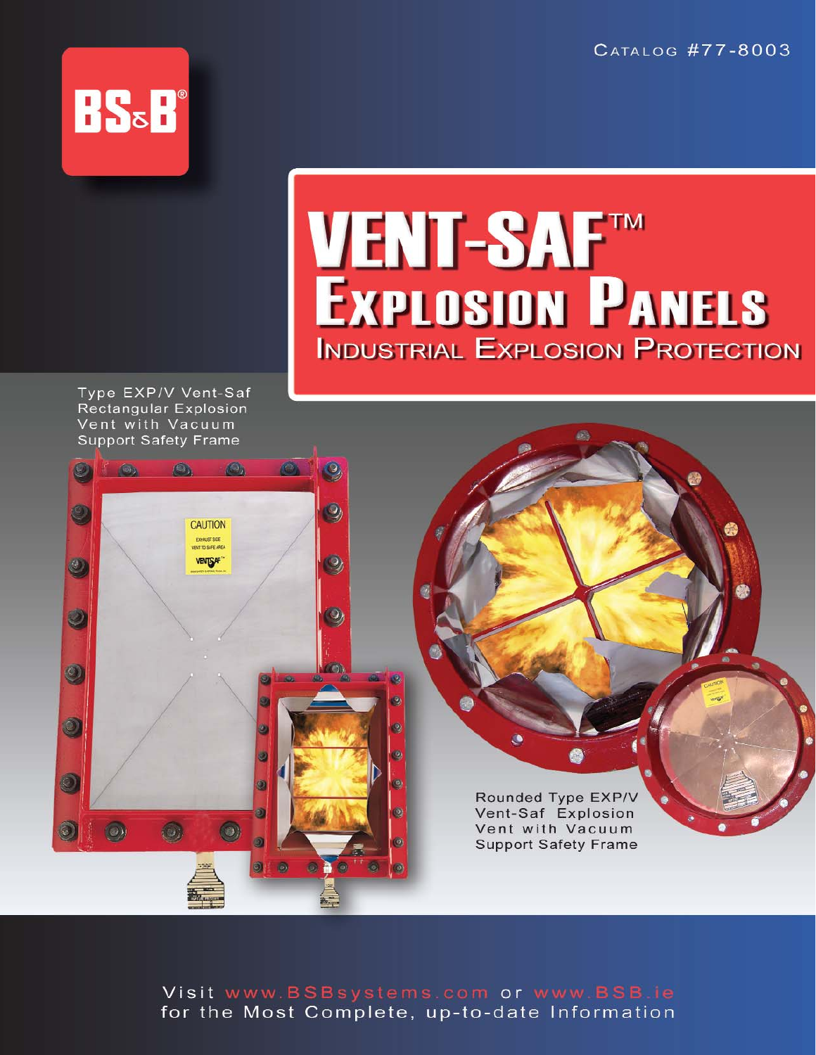Catalog #77-8003

BS&B®

# VENT-SAF™ Explosion Panels

## Industrial Explosion Protection

Type EXP/V Vent-Saf Rectangular Explosion Vent with Vacuum Support Safety Frame

Rounded Type EXP/V Vent-Saf Explosion Vent with Vacuum Support Safety Frame

Visit www.BSBsystems.com or www.BSB.ie for the Most Complete, up-to-date Information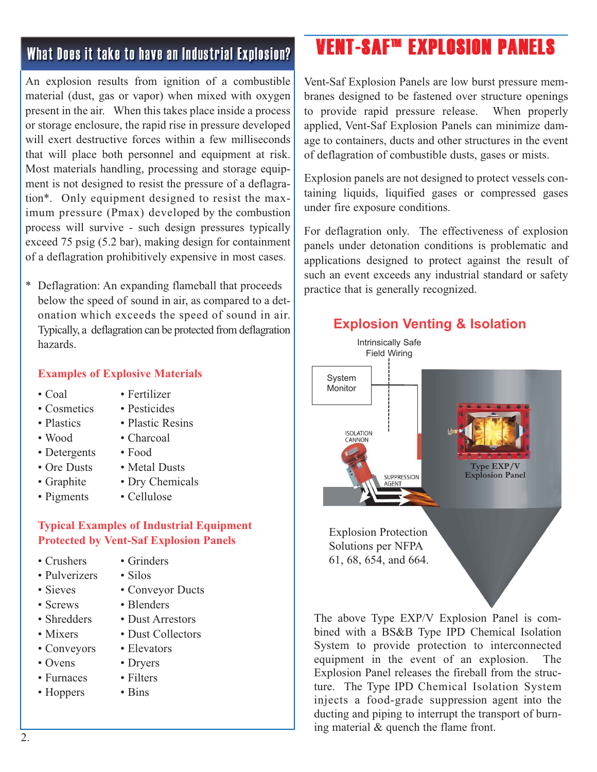## What Does it take to have an Industrial Explosion?

An explosion results from ignition of a combustible material (dust, gas or vapor) when mixed with oxygen present in the air. When this takes place inside a process or storage enclosure, the rapid rise in pressure developed will exert destructive forces within a few milliseconds that will place both personnel and equipment at risk. Most materials handling, processing and storage equipment is not designed to resist the pressure of a deflagration*. Only equipment designed to resist the maximum pressure (Pmax) developed by the combustion process will survive - such design pressures typically exceed 75 psig (5.2 bar), making design for containment of a deflagration prohibitively expensive in most cases.

\* Deflagration: An expanding flameball that proceeds below the speed of sound in air, as compared to a detonation which exceeds the speed of sound in air. Typically, a deflagration can be protected from deflagration hazards.

### Examples of Explosive Materials

- Coal
- Cosmetics
- Plastics
- Wood
- Detergents
- Ore Dusts
- Graphite
- Pigments
- Fertilizer
- Pesticides
- Plastic Resins
- Charcoal
- Food
- Metal Dusts
- Dry Chemicals
- Cellulose

### Typical Examples of Industrial Equipment Protected by Vent-Saf Explosion Panels

- Crushers
- Pulverizers
- Sieves
- Screws
- Shredders
- Mixers
- Conveyors
- Ovens
- Furnaces
- Hoppers
- Grinders
- Silos
- Conveyor Ducts
- Blenders
- Dust Arrestors
- Dust Collectors
- Elevators
- Dryers
- Filters
- Bins

## VENT-SAF™ EXPLOSION PANELS

Vent-Saf Explosion Panels are low burst pressure membranes designed to be fastened over structure openings to provide rapid pressure release. When properly applied, Vent-Saf Explosion Panels can minimize damage to containers, ducts and other structures in the event of deflagration of combustible dusts, gases or mists.

Explosion panels are not designed to protect vessels containing liquids, liquified gases or compressed gases under fire exposure conditions.

For deflagration only. The effectiveness of explosion panels under detonation conditions is problematic and applications designed to protect against the result of such an event exceeds any industrial standard or safety practice that is generally recognized.

### Explosion Venting & Isolation

Intrinsically Safe Field Wiring

System Monitor

ISOLATION CANNON

SUPPRESSION AGENT

Type EXP/V Explosion Panel

Explosion Protection Solutions per NFPA 61, 68, 654, and 664.

The above Type EXP/V Explosion Panel is combined with a BS&B Type IPD Chemical Isolation System to provide protection to interconnected equipment in the event of an explosion. The Explosion Panel releases the fireball from the structure. The Type IPD Chemical Isolation System injects a food-grade suppression agent into the ducting and piping to interrupt the transport of burning material & quench the flame front.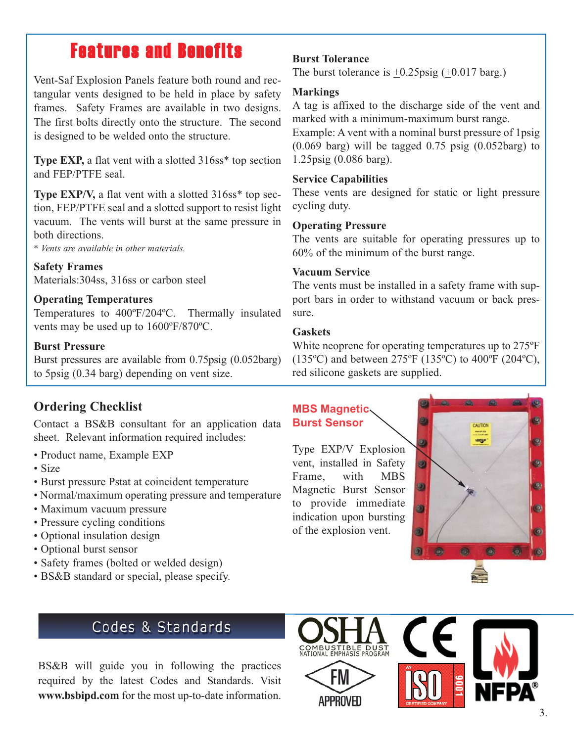# Features and Benefits

Vent-Saf Explosion Panels feature both round and rectangular vents designed to be held in place by safety frames. Safety Frames are available in two designs. The first bolts directly onto the structure. The second is designed to be welded onto the structure.

**Type EXP,** a flat vent with a slotted 316ss* top section and FEP/PTFE seal.

**Type EXP/V,** a flat vent with a slotted 316ss* top section, FEP/PTFE seal and a slotted support to resist light vacuum. The vents will burst at the same pressure in both directions.

*\* Vents are available in other materials.*

### Safety Frames

Materials:304ss, 316ss or carbon steel

### Operating Temperatures

Temperatures to 400ºF/204ºC. Thermally insulated vents may be used up to 1600ºF/870ºC.

### Burst Pressure

Burst pressures are available from 0.75psig (0.052barg) to 5psig (0.34 barg) depending on vent size.

### Burst Tolerance

The burst tolerance is ±0.25psig (±0.017 barg.)

### Markings

A tag is affixed to the discharge side of the vent and marked with a minimum-maximum burst range.
Example: A vent with a nominal burst pressure of 1psig (0.069 barg) will be tagged 0.75 psig (0.052barg) to 1.25psig (0.086 barg).

### Service Capabilities

These vents are designed for static or light pressure cycling duty.

### Operating Pressure

The vents are suitable for operating pressures up to 60% of the minimum of the burst range.

### Vacuum Service

The vents must be installed in a safety frame with support bars in order to withstand vacuum or back pressure.

### Gaskets

White neoprene for operating temperatures up to 275ºF (135ºC) and between 275ºF (135ºC) to 400ºF (204ºC), red silicone gaskets are supplied.

## Ordering Checklist

Contact a BS&B consultant for an application data sheet. Relevant information required includes:

- Product name, Example EXP
- Size
- Burst pressure Pstat at coincident temperature
- Normal/maximum operating pressure and temperature
- Maximum vacuum pressure
- Pressure cycling conditions
- Optional insulation design
- Optional burst sensor
- Safety frames (bolted or welded design)
- BS&B standard or special, please specify.

**MBS Magnetic Burst Sensor**

Type EXP/V Explosion vent, installed in Safety Frame, with MBS Magnetic Burst Sensor to provide immediate indication upon bursting of the explosion vent.

## Codes & Standards

BS&B will guide you in following the practices required by the latest Codes and Standards. Visit **www.bsbipd.com** for the most up-to-date information.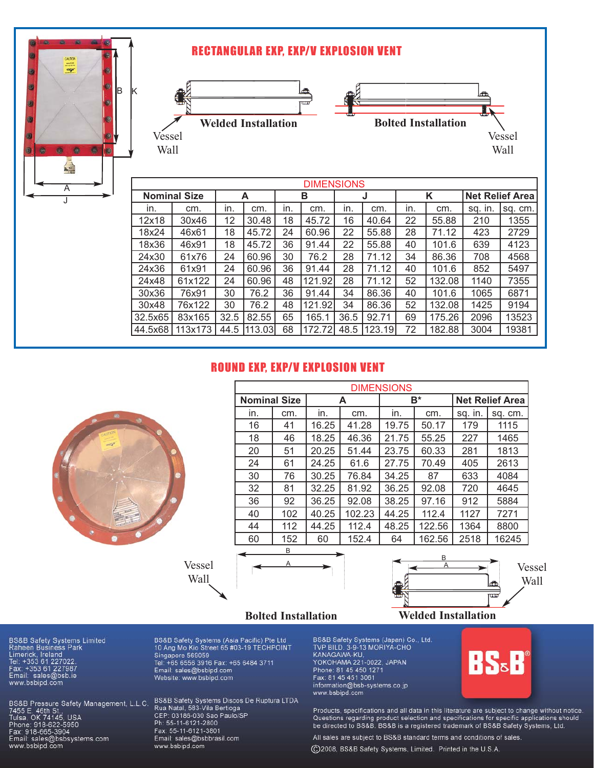## RECTANGULAR EXP, EXP/V EXPLOSION VENT

Welded Installation

Bolted Installation

Vessel Wall

Vessel Wall

B K

A J

| DIMENSIONS | | | | | | | | | | | |
|---|---|---|---|---|---|---|---|---|---|---|---|
| Nominal Size | | A | | B | | J | | K | | Net Relief Area | |
| in. | cm. | in. | cm. | in. | cm. | in. | cm. | in. | cm. | sq. in. | sq. cm. |
| 12x18 | 30x46 | 12 | 30.48 | 18 | 45.72 | 16 | 40.64 | 22 | 55.88 | 210 | 1355 |
| 18x24 | 46x61 | 18 | 45.72 | 24 | 60.96 | 22 | 55.88 | 28 | 71.12 | 423 | 2729 |
| 18x36 | 46x91 | 18 | 45.72 | 36 | 91.44 | 22 | 55.88 | 40 | 101.6 | 639 | 4123 |
| 24x30 | 61x76 | 24 | 60.96 | 30 | 76.2 | 28 | 71.12 | 34 | 86.36 | 708 | 4568 |
| 24x36 | 61x91 | 24 | 60.96 | 36 | 91.44 | 28 | 71.12 | 40 | 101.6 | 852 | 5497 |
| 24x48 | 61x122 | 24 | 60.96 | 48 | 121.92 | 28 | 71.12 | 52 | 132.08 | 1140 | 7355 |
| 30x36 | 76x91 | 30 | 76.2 | 36 | 91.44 | 34 | 86.36 | 40 | 101.6 | 1065 | 6871 |
| 30x48 | 76x122 | 30 | 76.2 | 48 | 121.92 | 34 | 86.36 | 52 | 132.08 | 1425 | 9194 |
| 32.5x65 | 83x165 | 32.5 | 82.55 | 65 | 165.1 | 36.5 | 92.71 | 69 | 175.26 | 2096 | 13523 |
| 44.5x68 | 113x173 | 44.5 | 113.03 | 68 | 172.72 | 48.5 | 123.19 | 72 | 182.88 | 3004 | 19381 |

## ROUND EXP, EXP/V EXPLOSION VENT

| DIMENSIONS | | | | | | | |
|---|---|---|---|---|---|---|---|
| Nominal Size | | A | | B* | | Net Relief Area | |
| in. | cm. | in. | cm. | in. | cm. | sq. in. | sq. cm. |
| 16 | 41 | 16.25 | 41.28 | 19.75 | 50.17 | 179 | 1115 |
| 18 | 46 | 18.25 | 46.36 | 21.75 | 55.25 | 227 | 1465 |
| 20 | 51 | 20.25 | 51.44 | 23.75 | 60.33 | 281 | 1813 |
| 24 | 61 | 24.25 | 61.6 | 27.75 | 70.49 | 405 | 2613 |
| 30 | 76 | 30.25 | 76.84 | 34.25 | 87 | 633 | 4084 |
| 32 | 81 | 32.25 | 81.92 | 36.25 | 92.08 | 720 | 4645 |
| 36 | 92 | 36.25 | 92.08 | 38.25 | 97.16 | 912 | 5884 |
| 40 | 102 | 40.25 | 102.23 | 44.25 | 112.4 | 1127 | 7271 |
| 44 | 112 | 44.25 | 112.4 | 48.25 | 122.56 | 1364 | 8800 |
| 60 | 152 | 60 | 152.4 | 64 | 162.56 | 2518 | 16245 |

Vessel Wall

B A

Bolted Installation

B A

Vessel Wall

Welded Installation

BS&B Safety Systems Limited
Raheen Business Park
Limerick, Ireland
Tel: +353 61 227022
Fax: +353 61 227987
Email: sales@bsb.ie
www.bsbipd.com

BS&B Pressure Safety Management, L.L.C.
7455 E. 46th St.,
Tulsa, OK 74145, USA
Phone: 918-622-5950
Fax: 918-665-3904
Email: sales@bsbsystems.com
www.bsbipd.com

BS&B Safety Systems (Asia Pacific) Pte Ltd
10 Ang Mo Kio Street 65 #03-19 TECHPOINT
Singapore 569059
Tel: +65 6556 3916 Fax: +65 6484 3711
Email: sales@bsbipd.com
Website: www.bsbipd.com

BS&B Safety Systems Discos De Ruptura LTDA
Rua Natal, 583-Vila Bertioga
CEP: 03186-030 Sao Paulo/SP
Ph: 55-11-6121-2800
Fax: 55-11-6121-3801
Email: sales@bsbbrasil.com
www.bsbipd.com

BS&B Safety Systems (Japan) Co., Ltd.
TVP BILD. 3-9-13 MORIYA-CHO
KANAGAWA-KU,
YOKOHAMA 221-0022, JAPAN
Phone: 81 45 450 1271
Fax: 81 45 451 3061
information@bsb-systems.co.jp
www.bsbipd.com

BS&B®

Products, specifications and all data in this literature are subject to change without notice. Questions regarding product selection and specifications for specific applications should be directed to BS&B. BS&B is a registered trademark of BS&B Safety Systems, Ltd.

All sales are subject to BS&B standard terms and conditions of sales.

©2008, BS&B Safety Systems, Limited. Printed in the U.S.A.